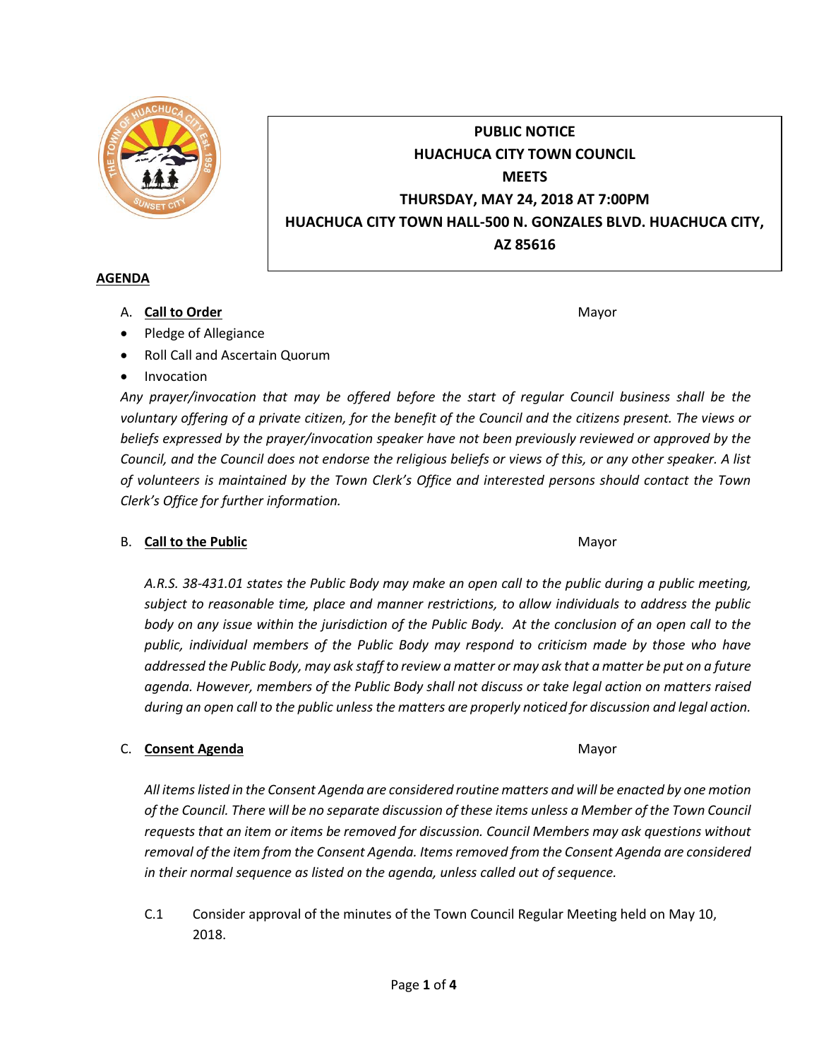**PUBLIC NOTICE**
**HUACHUCA CITY TOWN COUNCIL**
**MEETS**
**THURSDAY, MAY 24, 2018 AT 7:00PM**
**HUACHUCA CITY TOWN HALL-500 N. GONZALES BLVD. HUACHUCA CITY, AZ 85616**

## AGENDA

A. **Call to Order** — Mayor

- Pledge of Allegiance
- Roll Call and Ascertain Quorum
- Invocation

*Any prayer/invocation that may be offered before the start of regular Council business shall be the voluntary offering of a private citizen, for the benefit of the Council and the citizens present. The views or beliefs expressed by the prayer/invocation speaker have not been previously reviewed or approved by the Council, and the Council does not endorse the religious beliefs or views of this, or any other speaker. A list of volunteers is maintained by the Town Clerk's Office and interested persons should contact the Town Clerk's Office for further information.*

B. **Call to the Public** — Mayor

*A.R.S. 38-431.01 states the Public Body may make an open call to the public during a public meeting, subject to reasonable time, place and manner restrictions, to allow individuals to address the public body on any issue within the jurisdiction of the Public Body. At the conclusion of an open call to the public, individual members of the Public Body may respond to criticism made by those who have addressed the Public Body, may ask staff to review a matter or may ask that a matter be put on a future agenda. However, members of the Public Body shall not discuss or take legal action on matters raised during an open call to the public unless the matters are properly noticed for discussion and legal action.*

C. **Consent Agenda** — Mayor

*All items listed in the Consent Agenda are considered routine matters and will be enacted by one motion of the Council. There will be no separate discussion of these items unless a Member of the Town Council requests that an item or items be removed for discussion. Council Members may ask questions without removal of the item from the Consent Agenda. Items removed from the Consent Agenda are considered in their normal sequence as listed on the agenda, unless called out of sequence.*

C.1 Consider approval of the minutes of the Town Council Regular Meeting held on May 10, 2018.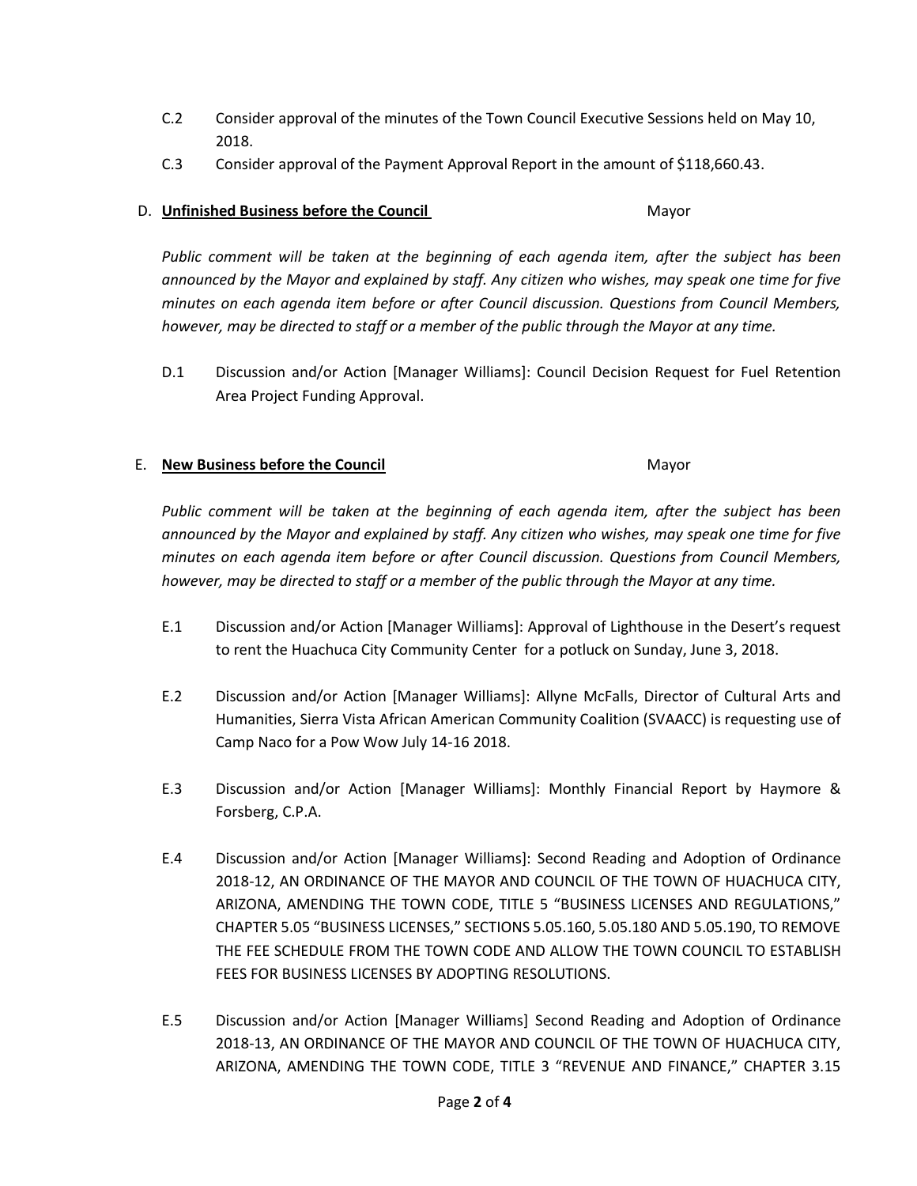C.2 Consider approval of the minutes of the Town Council Executive Sessions held on May 10, 2018.

C.3 Consider approval of the Payment Approval Report in the amount of $118,660.43.

D. **Unfinished Business before the Council** Mayor

*Public comment will be taken at the beginning of each agenda item, after the subject has been announced by the Mayor and explained by staff. Any citizen who wishes, may speak one time for five minutes on each agenda item before or after Council discussion. Questions from Council Members, however, may be directed to staff or a member of the public through the Mayor at any time.*

D.1 Discussion and/or Action [Manager Williams]: Council Decision Request for Fuel Retention Area Project Funding Approval.

E. **New Business before the Council** Mayor

*Public comment will be taken at the beginning of each agenda item, after the subject has been announced by the Mayor and explained by staff. Any citizen who wishes, may speak one time for five minutes on each agenda item before or after Council discussion. Questions from Council Members, however, may be directed to staff or a member of the public through the Mayor at any time.*

E.1 Discussion and/or Action [Manager Williams]: Approval of Lighthouse in the Desert's request to rent the Huachuca City Community Center for a potluck on Sunday, June 3, 2018.

E.2 Discussion and/or Action [Manager Williams]: Allyne McFalls, Director of Cultural Arts and Humanities, Sierra Vista African American Community Coalition (SVAACC) is requesting use of Camp Naco for a Pow Wow July 14-16 2018.

E.3 Discussion and/or Action [Manager Williams]: Monthly Financial Report by Haymore & Forsberg, C.P.A.

E.4 Discussion and/or Action [Manager Williams]: Second Reading and Adoption of Ordinance 2018-12, AN ORDINANCE OF THE MAYOR AND COUNCIL OF THE TOWN OF HUACHUCA CITY, ARIZONA, AMENDING THE TOWN CODE, TITLE 5 "BUSINESS LICENSES AND REGULATIONS," CHAPTER 5.05 "BUSINESS LICENSES," SECTIONS 5.05.160, 5.05.180 AND 5.05.190, TO REMOVE THE FEE SCHEDULE FROM THE TOWN CODE AND ALLOW THE TOWN COUNCIL TO ESTABLISH FEES FOR BUSINESS LICENSES BY ADOPTING RESOLUTIONS.

E.5 Discussion and/or Action [Manager Williams] Second Reading and Adoption of Ordinance 2018-13, AN ORDINANCE OF THE MAYOR AND COUNCIL OF THE TOWN OF HUACHUCA CITY, ARIZONA, AMENDING THE TOWN CODE, TITLE 3 "REVENUE AND FINANCE," CHAPTER 3.15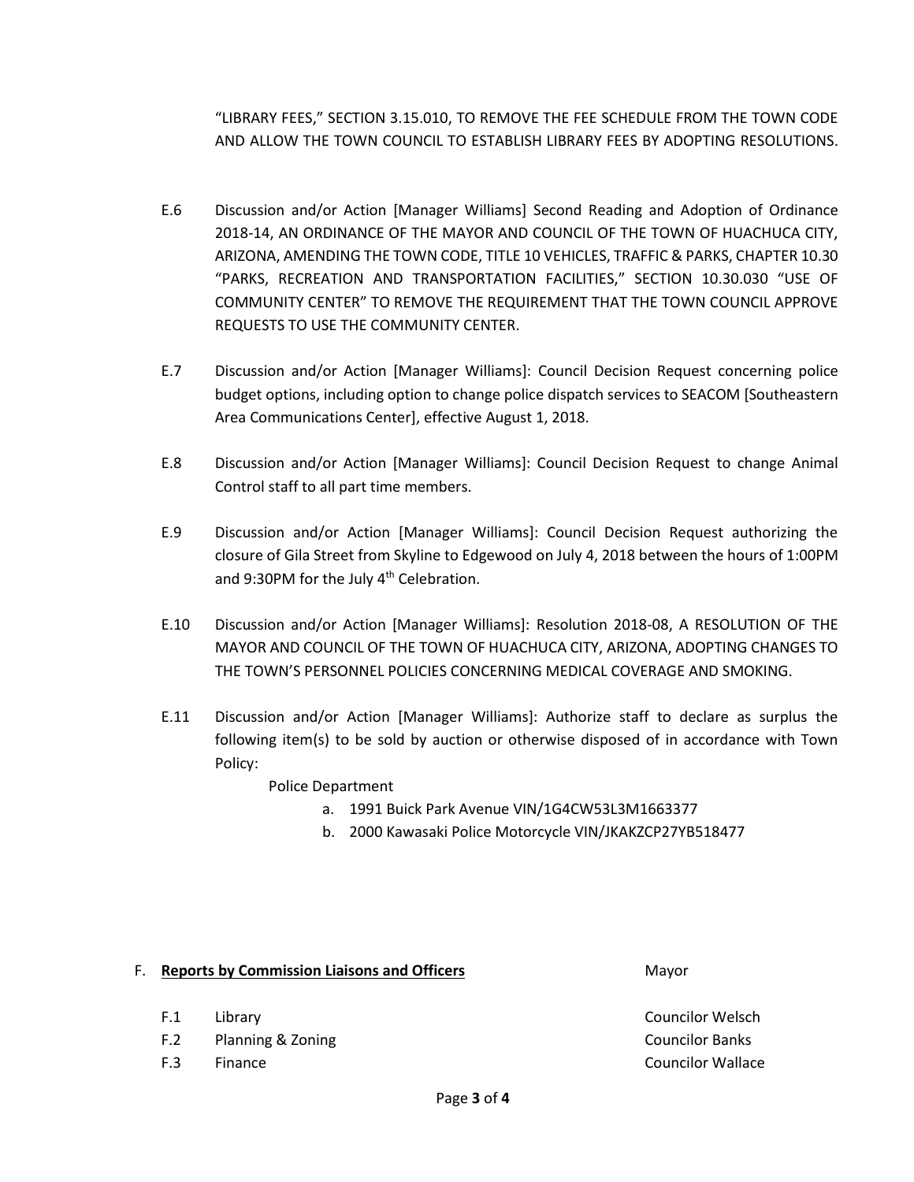"LIBRARY FEES," SECTION 3.15.010, TO REMOVE THE FEE SCHEDULE FROM THE TOWN CODE AND ALLOW THE TOWN COUNCIL TO ESTABLISH LIBRARY FEES BY ADOPTING RESOLUTIONS.

E.6 Discussion and/or Action [Manager Williams] Second Reading and Adoption of Ordinance 2018-14, AN ORDINANCE OF THE MAYOR AND COUNCIL OF THE TOWN OF HUACHUCA CITY, ARIZONA, AMENDING THE TOWN CODE, TITLE 10 VEHICLES, TRAFFIC & PARKS, CHAPTER 10.30 "PARKS, RECREATION AND TRANSPORTATION FACILITIES," SECTION 10.30.030 "USE OF COMMUNITY CENTER" TO REMOVE THE REQUIREMENT THAT THE TOWN COUNCIL APPROVE REQUESTS TO USE THE COMMUNITY CENTER.

E.7 Discussion and/or Action [Manager Williams]: Council Decision Request concerning police budget options, including option to change police dispatch services to SEACOM [Southeastern Area Communications Center], effective August 1, 2018.

E.8 Discussion and/or Action [Manager Williams]: Council Decision Request to change Animal Control staff to all part time members.

E.9 Discussion and/or Action [Manager Williams]: Council Decision Request authorizing the closure of Gila Street from Skyline to Edgewood on July 4, 2018 between the hours of 1:00PM and 9:30PM for the July 4th Celebration.

E.10 Discussion and/or Action [Manager Williams]: Resolution 2018-08, A RESOLUTION OF THE MAYOR AND COUNCIL OF THE TOWN OF HUACHUCA CITY, ARIZONA, ADOPTING CHANGES TO THE TOWN'S PERSONNEL POLICIES CONCERNING MEDICAL COVERAGE AND SMOKING.

E.11 Discussion and/or Action [Manager Williams]: Authorize staff to declare as surplus the following item(s) to be sold by auction or otherwise disposed of in accordance with Town Policy:

Police Department

a. 1991 Buick Park Avenue VIN/1G4CW53L3M1663377
b. 2000 Kawasaki Police Motorcycle VIN/JKAKZCP27YB518477

F. **Reports by Commission Liaisons and Officers** — Mayor

F.1 Library — Councilor Welsch
F.2 Planning & Zoning — Councilor Banks
F.3 Finance — Councilor Wallace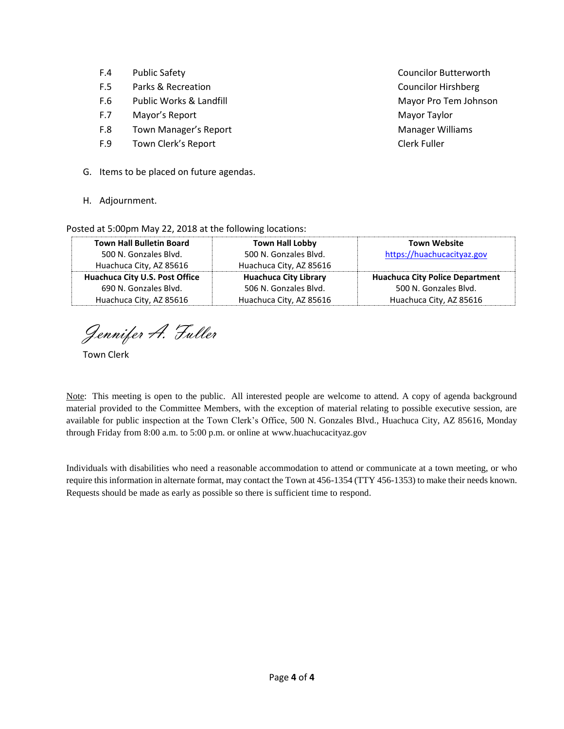| | | |
|---|---|---|
| F.4 | Public Safety | Councilor Butterworth |
| F.5 | Parks & Recreation | Councilor Hirshberg |
| F.6 | Public Works & Landfill | Mayor Pro Tem Johnson |
| F.7 | Mayor's Report | Mayor Taylor |
| F.8 | Town Manager's Report | Manager Williams |
| F.9 | Town Clerk's Report | Clerk Fuller |

G. Items to be placed on future agendas.

H. Adjournment.

Posted at 5:00pm May 22, 2018 at the following locations:

| | | |
|---|---|---|
| **Town Hall Bulletin Board**<br>500 N. Gonzales Blvd.<br>Huachuca City, AZ 85616 | **Town Hall Lobby**<br>500 N. Gonzales Blvd.<br>Huachuca City, AZ 85616 | **Town Website**<br>https://huachucacityaz.gov |
| **Huachuca City U.S. Post Office**<br>690 N. Gonzales Blvd.<br>Huachuca City, AZ 85616 | **Huachuca City Library**<br>506 N. Gonzales Blvd.<br>Huachuca City, AZ 85616 | **Huachuca City Police Department**<br>500 N. Gonzales Blvd.<br>Huachuca City, AZ 85616 |

*Jennifer A. Fuller*

Town Clerk

Note: This meeting is open to the public. All interested people are welcome to attend. A copy of agenda background material provided to the Committee Members, with the exception of material relating to possible executive session, are available for public inspection at the Town Clerk's Office, 500 N. Gonzales Blvd., Huachuca City, AZ 85616, Monday through Friday from 8:00 a.m. to 5:00 p.m. or online at www.huachucacityaz.gov

Individuals with disabilities who need a reasonable accommodation to attend or communicate at a town meeting, or who require this information in alternate format, may contact the Town at 456-1354 (TTY 456-1353) to make their needs known. Requests should be made as early as possible so there is sufficient time to respond.